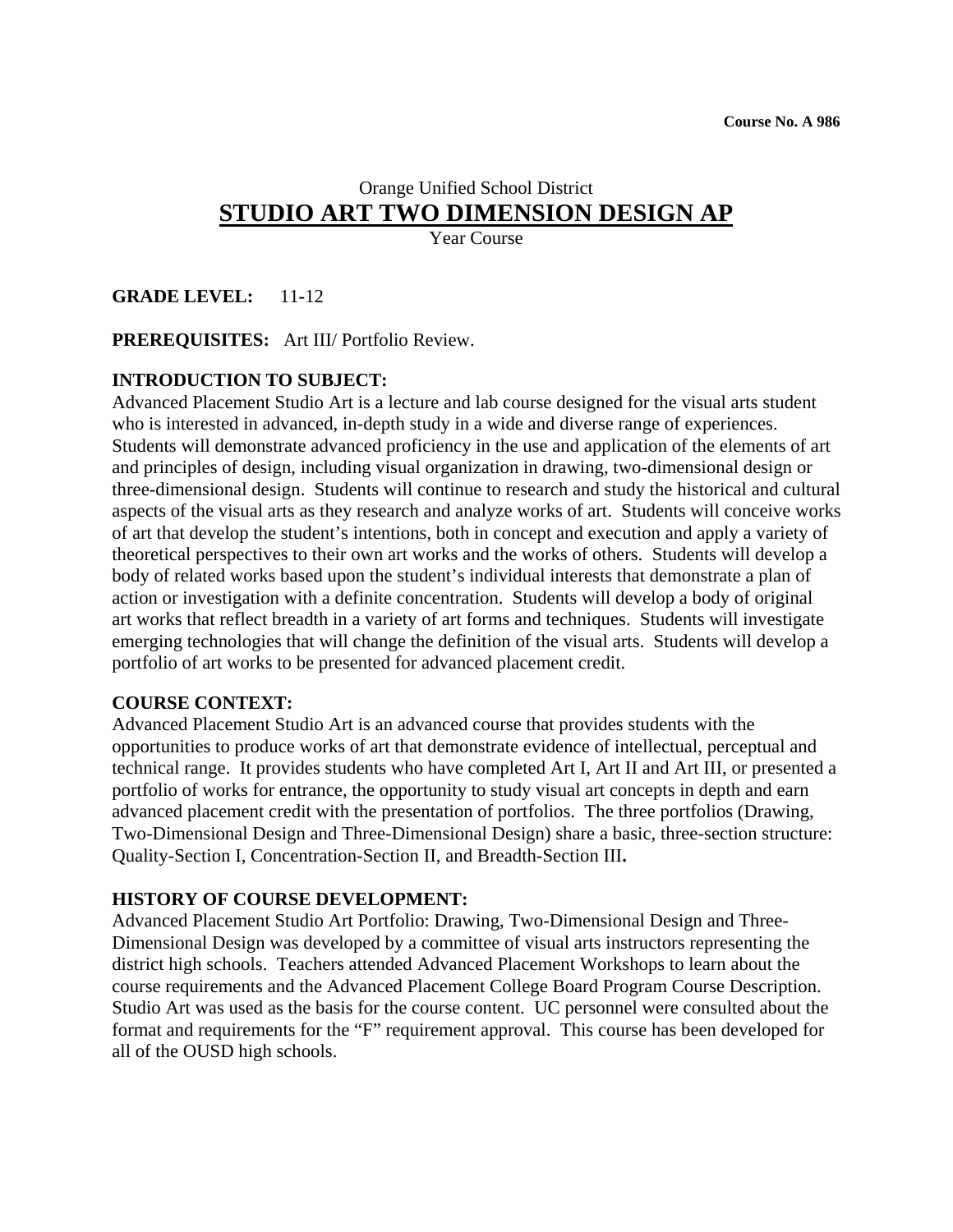**Course No. A 986**

Orange Unified School District

# STUDIO ART TWO DIMENSION DESIGN AP

Year Course

**GRADE LEVEL:** 11-12

**PREREQUISITES:** Art III/ Portfolio Review.

**INTRODUCTION TO SUBJECT:**

Advanced Placement Studio Art is a lecture and lab course designed for the visual arts student who is interested in advanced, in-depth study in a wide and diverse range of experiences. Students will demonstrate advanced proficiency in the use and application of the elements of art and principles of design, including visual organization in drawing, two-dimensional design or three-dimensional design. Students will continue to research and study the historical and cultural aspects of the visual arts as they research and analyze works of art. Students will conceive works of art that develop the student's intentions, both in concept and execution and apply a variety of theoretical perspectives to their own art works and the works of others. Students will develop a body of related works based upon the student's individual interests that demonstrate a plan of action or investigation with a definite concentration. Students will develop a body of original art works that reflect breadth in a variety of art forms and techniques. Students will investigate emerging technologies that will change the definition of the visual arts. Students will develop a portfolio of art works to be presented for advanced placement credit.

**COURSE CONTEXT:**

Advanced Placement Studio Art is an advanced course that provides students with the opportunities to produce works of art that demonstrate evidence of intellectual, perceptual and technical range. It provides students who have completed Art I, Art II and Art III, or presented a portfolio of works for entrance, the opportunity to study visual art concepts in depth and earn advanced placement credit with the presentation of portfolios. The three portfolios (Drawing, Two-Dimensional Design and Three-Dimensional Design) share a basic, three-section structure: Quality-Section I, Concentration-Section II, and Breadth-Section III**.**

**HISTORY OF COURSE DEVELOPMENT:**

Advanced Placement Studio Art Portfolio: Drawing, Two-Dimensional Design and Three-Dimensional Design was developed by a committee of visual arts instructors representing the district high schools. Teachers attended Advanced Placement Workshops to learn about the course requirements and the Advanced Placement College Board Program Course Description. Studio Art was used as the basis for the course content. UC personnel were consulted about the format and requirements for the "F" requirement approval. This course has been developed for all of the OUSD high schools.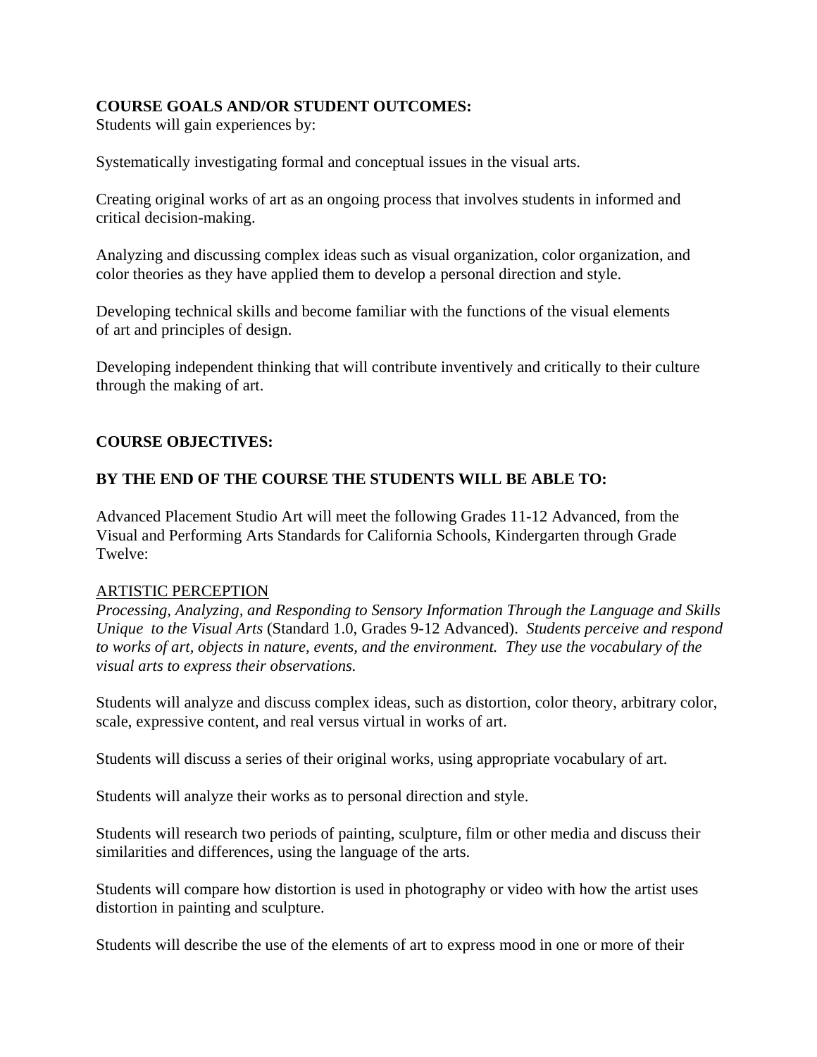**COURSE GOALS AND/OR STUDENT OUTCOMES:**
Students will gain experiences by:

Systematically investigating formal and conceptual issues in the visual arts.

Creating original works of art as an ongoing process that involves students in informed and critical decision-making.

Analyzing and discussing complex ideas such as visual organization, color organization, and color theories as they have applied them to develop a personal direction and style.

Developing technical skills and become familiar with the functions of the visual elements of art and principles of design.

Developing independent thinking that will contribute inventively and critically to their culture through the making of art.

**COURSE OBJECTIVES:**

**BY THE END OF THE COURSE THE STUDENTS WILL BE ABLE TO:**

Advanced Placement Studio Art will meet the following Grades 11-12 Advanced, from the Visual and Performing Arts Standards for California Schools, Kindergarten through Grade Twelve:

<u>ARTISTIC PERCEPTION</u>
*Processing, Analyzing, and Responding to Sensory Information Through the Language and Skills Unique to the Visual Arts* (Standard 1.0, Grades 9-12 Advanced). *Students perceive and respond to works of art, objects in nature, events, and the environment. They use the vocabulary of the visual arts to express their observations.*

Students will analyze and discuss complex ideas, such as distortion, color theory, arbitrary color, scale, expressive content, and real versus virtual in works of art.

Students will discuss a series of their original works, using appropriate vocabulary of art.

Students will analyze their works as to personal direction and style.

Students will research two periods of painting, sculpture, film or other media and discuss their similarities and differences, using the language of the arts.

Students will compare how distortion is used in photography or video with how the artist uses distortion in painting and sculpture.

Students will describe the use of the elements of art to express mood in one or more of their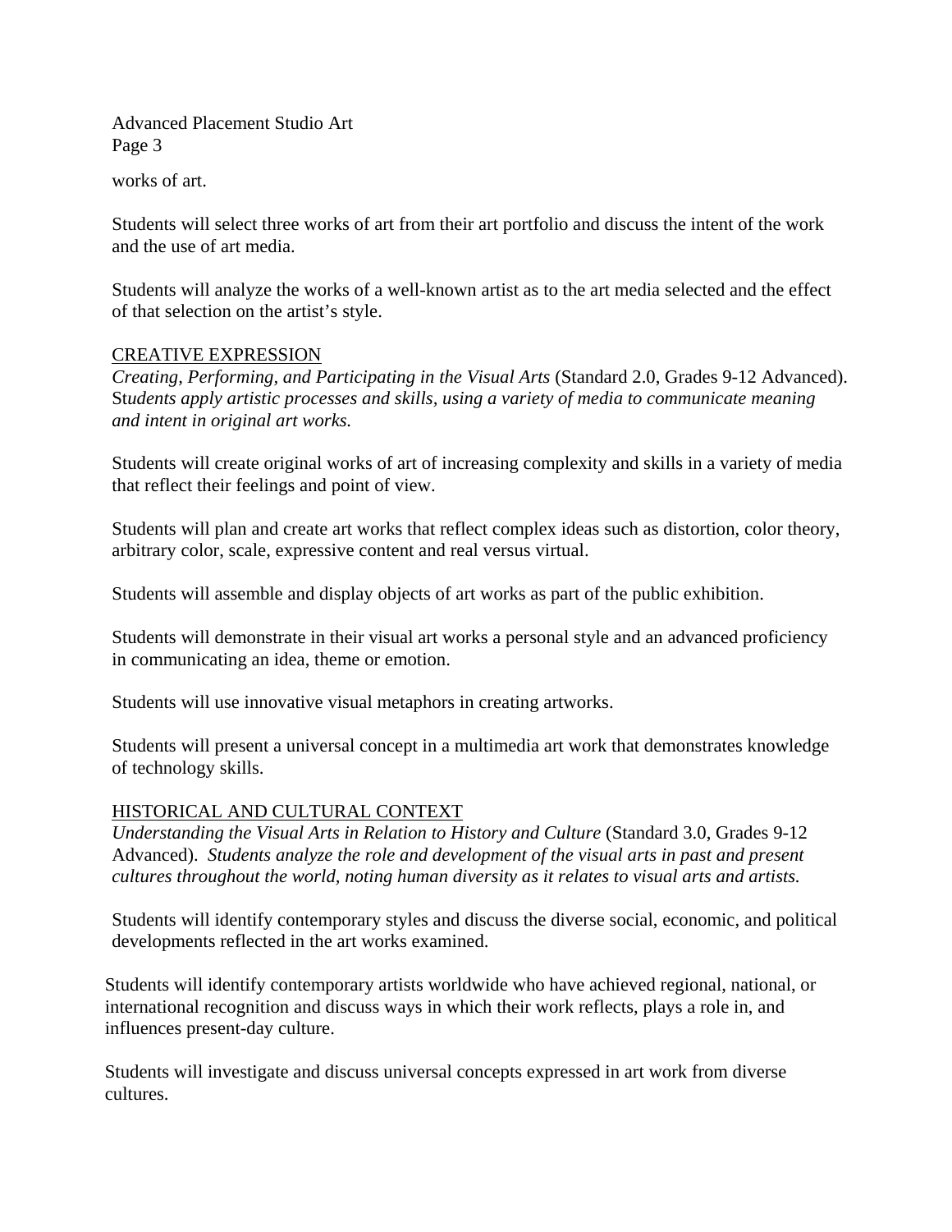works of art.

Students will select three works of art from their art portfolio and discuss the intent of the work and the use of art media.

Students will analyze the works of a well-known artist as to the art media selected and the effect of that selection on the artist's style.

<u>CREATIVE EXPRESSION</u>

*Creating, Performing, and Participating in the Visual Arts* (Standard 2.0, Grades 9-12 Advanced). *Students apply artistic processes and skills, using a variety of media to communicate meaning and intent in original art works.*

Students will create original works of art of increasing complexity and skills in a variety of media that reflect their feelings and point of view.

Students will plan and create art works that reflect complex ideas such as distortion, color theory, arbitrary color, scale, expressive content and real versus virtual.

Students will assemble and display objects of art works as part of the public exhibition.

Students will demonstrate in their visual art works a personal style and an advanced proficiency in communicating an idea, theme or emotion.

Students will use innovative visual metaphors in creating artworks.

Students will present a universal concept in a multimedia art work that demonstrates knowledge of technology skills.

<u>HISTORICAL AND CULTURAL CONTEXT</u>

*Understanding the Visual Arts in Relation to History and Culture* (Standard 3.0, Grades 9-12 Advanced). *Students analyze the role and development of the visual arts in past and present cultures throughout the world, noting human diversity as it relates to visual arts and artists.*

Students will identify contemporary styles and discuss the diverse social, economic, and political developments reflected in the art works examined.

Students will identify contemporary artists worldwide who have achieved regional, national, or international recognition and discuss ways in which their work reflects, plays a role in, and influences present-day culture.

Students will investigate and discuss universal concepts expressed in art work from diverse cultures.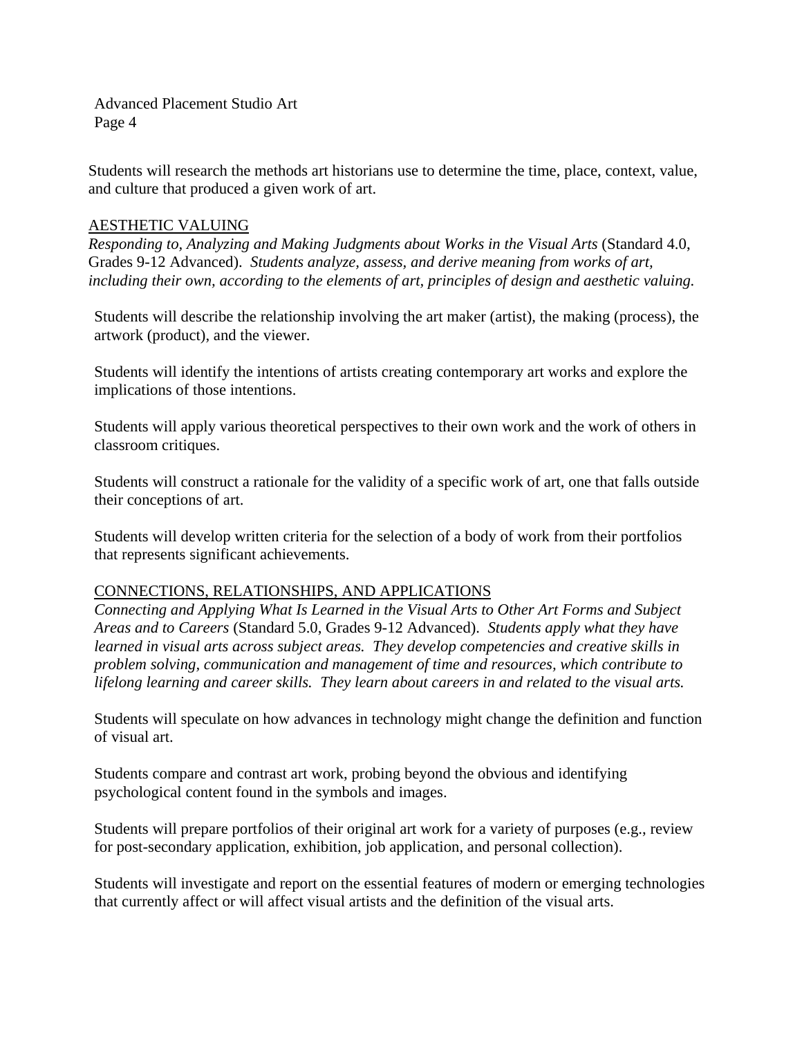Students will research the methods art historians use to determine the time, place, context, value, and culture that produced a given work of art.

## AESTHETIC VALUING

*Responding to, Analyzing and Making Judgments about Works in the Visual Arts* (Standard 4.0, Grades 9-12 Advanced). *Students analyze, assess, and derive meaning from works of art, including their own, according to the elements of art, principles of design and aesthetic valuing.*

Students will describe the relationship involving the art maker (artist), the making (process), the artwork (product), and the viewer.

Students will identify the intentions of artists creating contemporary art works and explore the implications of those intentions.

Students will apply various theoretical perspectives to their own work and the work of others in classroom critiques.

Students will construct a rationale for the validity of a specific work of art, one that falls outside their conceptions of art.

Students will develop written criteria for the selection of a body of work from their portfolios that represents significant achievements.

## CONNECTIONS, RELATIONSHIPS, AND APPLICATIONS

*Connecting and Applying What Is Learned in the Visual Arts to Other Art Forms and Subject Areas and to Careers* (Standard 5.0, Grades 9-12 Advanced). *Students apply what they have learned in visual arts across subject areas. They develop competencies and creative skills in problem solving, communication and management of time and resources, which contribute to lifelong learning and career skills. They learn about careers in and related to the visual arts.*

Students will speculate on how advances in technology might change the definition and function of visual art.

Students compare and contrast art work, probing beyond the obvious and identifying psychological content found in the symbols and images.

Students will prepare portfolios of their original art work for a variety of purposes (e.g., review for post-secondary application, exhibition, job application, and personal collection).

Students will investigate and report on the essential features of modern or emerging technologies that currently affect or will affect visual artists and the definition of the visual arts.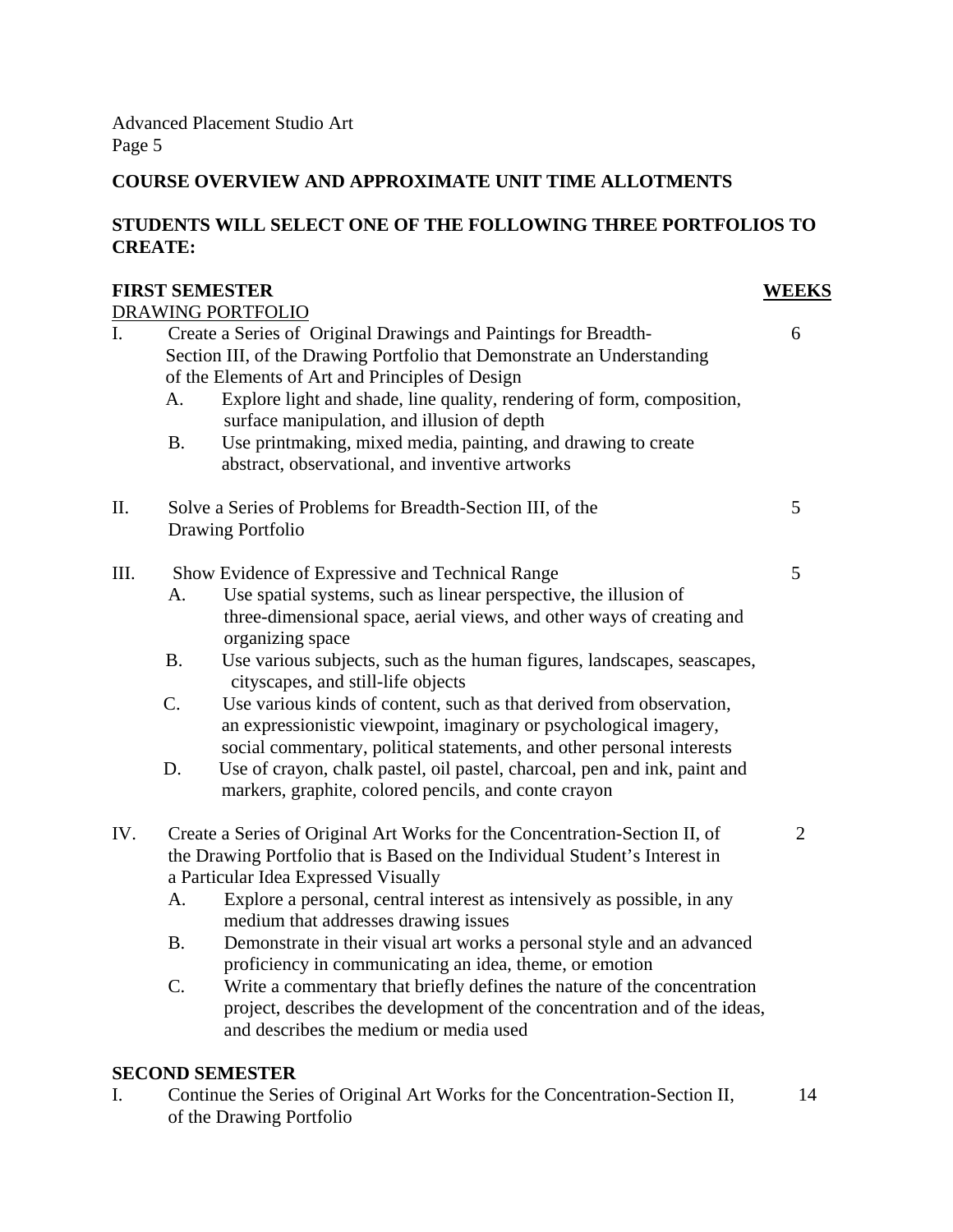**COURSE OVERVIEW AND APPROXIMATE UNIT TIME ALLOTMENTS**

**STUDENTS WILL SELECT ONE OF THE FOLLOWING THREE PORTFOLIOS TO CREATE:**

**FIRST SEMESTER** — **WEEKS**

DRAWING PORTFOLIO

I. Create a Series of Original Drawings and Paintings for Breadth-Section III, of the Drawing Portfolio that Demonstrate an Understanding of the Elements of Art and Principles of Design — 6
   - A. Explore light and shade, line quality, rendering of form, composition, surface manipulation, and illusion of depth
   - B. Use printmaking, mixed media, painting, and drawing to create abstract, observational, and inventive artworks

II. Solve a Series of Problems for Breadth-Section III, of the Drawing Portfolio — 5

III. Show Evidence of Expressive and Technical Range — 5
   - A. Use spatial systems, such as linear perspective, the illusion of three-dimensional space, aerial views, and other ways of creating and organizing space
   - B. Use various subjects, such as the human figures, landscapes, seascapes, cityscapes, and still-life objects
   - C. Use various kinds of content, such as that derived from observation, an expressionistic viewpoint, imaginary or psychological imagery, social commentary, political statements, and other personal interests
   - D. Use of crayon, chalk pastel, oil pastel, charcoal, pen and ink, paint and markers, graphite, colored pencils, and conte crayon

IV. Create a Series of Original Art Works for the Concentration-Section II, of the Drawing Portfolio that is Based on the Individual Student's Interest in a Particular Idea Expressed Visually — 2
   - A. Explore a personal, central interest as intensively as possible, in any medium that addresses drawing issues
   - B. Demonstrate in their visual art works a personal style and an advanced proficiency in communicating an idea, theme, or emotion
   - C. Write a commentary that briefly defines the nature of the concentration project, describes the development of the concentration and of the ideas, and describes the medium or media used

**SECOND SEMESTER**

I. Continue the Series of Original Art Works for the Concentration-Section II, of the Drawing Portfolio — 14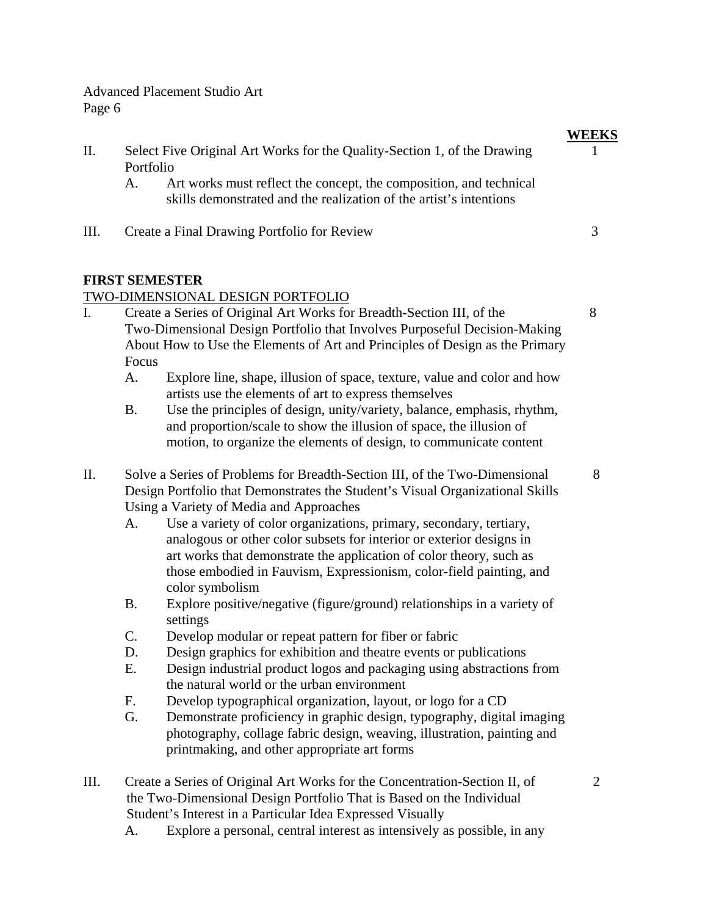| | | WEEKS |
|---|---|---|
| II. | Select Five Original Art Works for the Quality-Section 1, of the Drawing Portfolio | 1 |
| | A. Art works must reflect the concept, the composition, and technical skills demonstrated and the realization of the artist's intentions | |
| III. | Create a Final Drawing Portfolio for Review | 3 |

**FIRST SEMESTER**

TWO-DIMENSIONAL DESIGN PORTFOLIO

| | | WEEKS |
|---|---|---|
| I. | Create a Series of Original Art Works for Breadth-Section III, of the Two-Dimensional Design Portfolio that Involves Purposeful Decision-Making About How to Use the Elements of Art and Principles of Design as the Primary Focus | 8 |
| | A. Explore line, shape, illusion of space, texture, value and color and how artists use the elements of art to express themselves | |
| | B. Use the principles of design, unity/variety, balance, emphasis, rhythm, and proportion/scale to show the illusion of space, the illusion of motion, to organize the elements of design, to communicate content | |
| II. | Solve a Series of Problems for Breadth-Section III, of the Two-Dimensional Design Portfolio that Demonstrates the Student's Visual Organizational Skills Using a Variety of Media and Approaches | 8 |
| | A. Use a variety of color organizations, primary, secondary, tertiary, analogous or other color subsets for interior or exterior designs in art works that demonstrate the application of color theory, such as those embodied in Fauvism, Expressionism, color-field painting, and color symbolism | |
| | B. Explore positive/negative (figure/ground) relationships in a variety of settings | |
| | C. Develop modular or repeat pattern for fiber or fabric | |
| | D. Design graphics for exhibition and theatre events or publications | |
| | E. Design industrial product logos and packaging using abstractions from the natural world or the urban environment | |
| | F. Develop typographical organization, layout, or logo for a CD | |
| | G. Demonstrate proficiency in graphic design, typography, digital imaging photography, collage fabric design, weaving, illustration, painting and printmaking, and other appropriate art forms | |
| III. | Create a Series of Original Art Works for the Concentration-Section II, of the Two-Dimensional Design Portfolio That is Based on the Individual Student's Interest in a Particular Idea Expressed Visually | 2 |
| | A. Explore a personal, central interest as intensively as possible, in any | |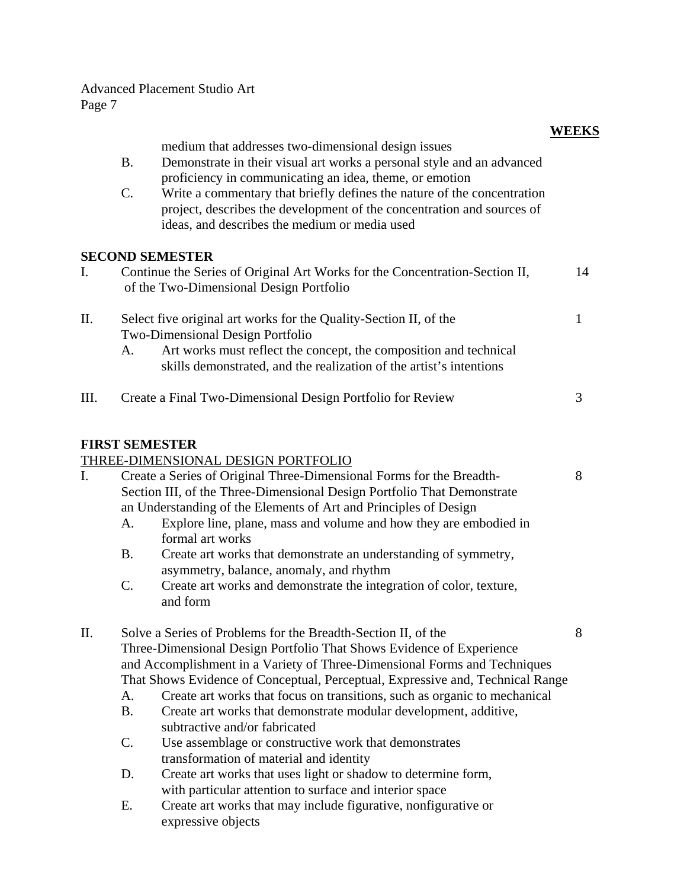**WEEKS**

medium that addresses two-dimensional design issues

B. Demonstrate in their visual art works a personal style and an advanced proficiency in communicating an idea, theme, or emotion

C. Write a commentary that briefly defines the nature of the concentration project, describes the development of the concentration and sources of ideas, and describes the medium or media used

**SECOND SEMESTER**

I. Continue the Series of Original Art Works for the Concentration-Section II, of the Two-Dimensional Design Portfolio — 14

II. Select five original art works for the Quality-Section II, of the Two-Dimensional Design Portfolio — 1

A. Art works must reflect the concept, the composition and technical skills demonstrated, and the realization of the artist's intentions

III. Create a Final Two-Dimensional Design Portfolio for Review — 3

**FIRST SEMESTER**

THREE-DIMENSIONAL DESIGN PORTFOLIO

I. Create a Series of Original Three-Dimensional Forms for the Breadth-Section III, of the Three-Dimensional Design Portfolio That Demonstrate an Understanding of the Elements of Art and Principles of Design — 8

A. Explore line, plane, mass and volume and how they are embodied in formal art works

B. Create art works that demonstrate an understanding of symmetry, asymmetry, balance, anomaly, and rhythm

C. Create art works and demonstrate the integration of color, texture, and form

II. Solve a Series of Problems for the Breadth-Section II, of the Three-Dimensional Design Portfolio That Shows Evidence of Experience and Accomplishment in a Variety of Three-Dimensional Forms and Techniques That Shows Evidence of Conceptual, Perceptual, Expressive and, Technical Range — 8

A. Create art works that focus on transitions, such as organic to mechanical

B. Create art works that demonstrate modular development, additive, subtractive and/or fabricated

C. Use assemblage or constructive work that demonstrates transformation of material and identity

D. Create art works that uses light or shadow to determine form, with particular attention to surface and interior space

E. Create art works that may include figurative, nonfigurative or expressive objects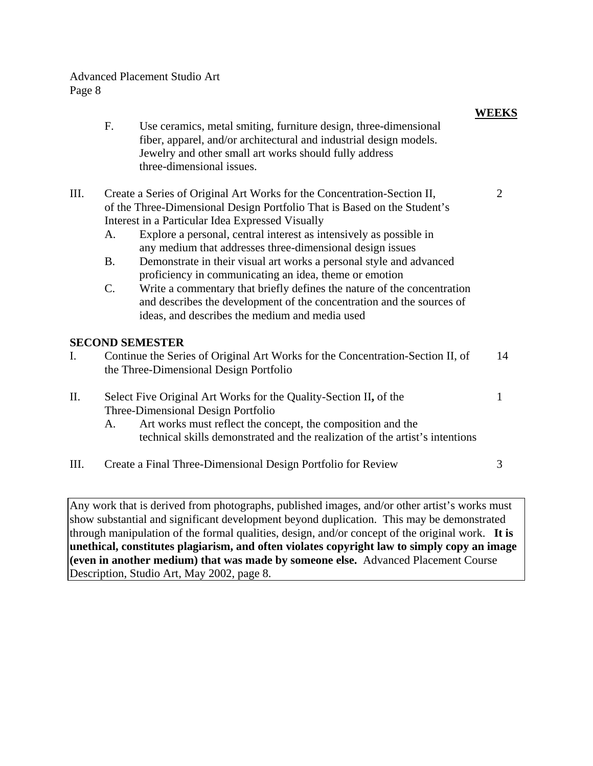| | WEEKS |
|---|---|
| F. Use ceramics, metal smiting, furniture design, three-dimensional fiber, apparel, and/or architectural and industrial design models. Jewelry and other small art works should fully address three-dimensional issues. | |
| III. Create a Series of Original Art Works for the Concentration-Section II, of the Three-Dimensional Design Portfolio That is Based on the Student's Interest in a Particular Idea Expressed Visually | 2 |
| A. Explore a personal, central interest as intensively as possible in any medium that addresses three-dimensional design issues | |
| B. Demonstrate in their visual art works a personal style and advanced proficiency in communicating an idea, theme or emotion | |
| C. Write a commentary that briefly defines the nature of the concentration and describes the development of the concentration and the sources of ideas, and describes the medium and media used | |
| **SECOND SEMESTER** | |
| I. Continue the Series of Original Art Works for the Concentration-Section II, of the Three-Dimensional Design Portfolio | 14 |
| II. Select Five Original Art Works for the Quality-Section II**,** of the Three-Dimensional Design Portfolio | 1 |
| A. Art works must reflect the concept, the composition and the technical skills demonstrated and the realization of the artist's intentions | |
| III. Create a Final Three-Dimensional Design Portfolio for Review | 3 |

Any work that is derived from photographs, published images, and/or other artist's works must show substantial and significant development beyond duplication. This may be demonstrated through manipulation of the formal qualities, design, and/or concept of the original work. **It is unethical, constitutes plagiarism, and often violates copyright law to simply copy an image (even in another medium) that was made by someone else.** Advanced Placement Course Description, Studio Art, May 2002, page 8.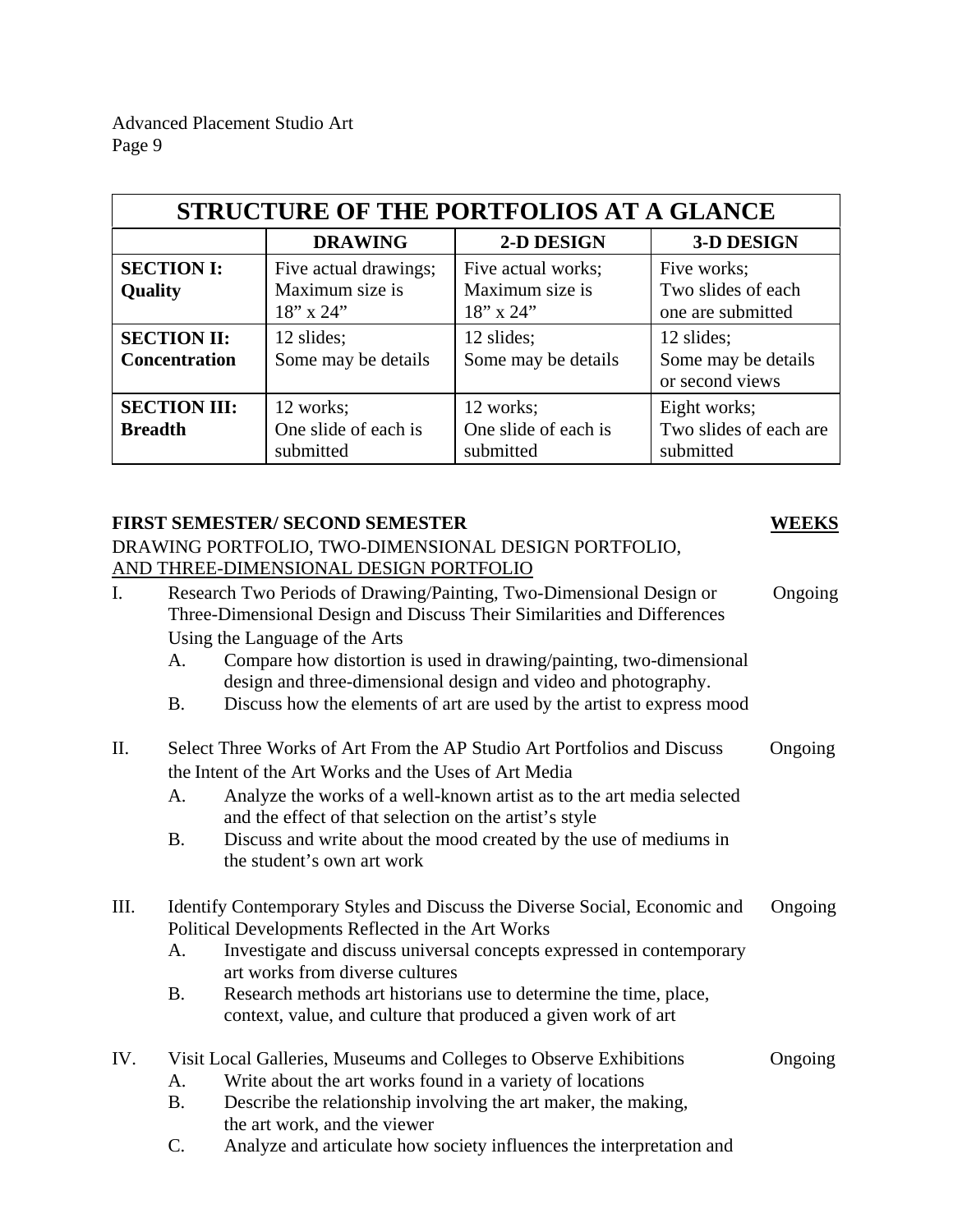## STRUCTURE OF THE PORTFOLIOS AT A GLANCE

| | DRAWING | 2-D DESIGN | 3-D DESIGN |
|---|---|---|---|
| **SECTION I: Quality** | Five actual drawings; Maximum size is 18" x 24" | Five actual works; Maximum size is 18" x 24" | Five works; Two slides of each one are submitted |
| **SECTION II: Concentration** | 12 slides; Some may be details | 12 slides; Some may be details | 12 slides; Some may be details or second views |
| **SECTION III: Breadth** | 12 works; One slide of each is submitted | 12 works; One slide of each is submitted | Eight works; Two slides of each are submitted |

**FIRST SEMESTER/ SECOND SEMESTER** — **WEEKS**

DRAWING PORTFOLIO, TWO-DIMENSIONAL DESIGN PORTFOLIO, AND THREE-DIMENSIONAL DESIGN PORTFOLIO

I. Research Two Periods of Drawing/Painting, Two-Dimensional Design or Three-Dimensional Design and Discuss Their Similarities and Differences Using the Language of the Arts — Ongoing
   - A. Compare how distortion is used in drawing/painting, two-dimensional design and three-dimensional design and video and photography.
   - B. Discuss how the elements of art are used by the artist to express mood

II. Select Three Works of Art From the AP Studio Art Portfolios and Discuss the Intent of the Art Works and the Uses of Art Media — Ongoing
   - A. Analyze the works of a well-known artist as to the art media selected and the effect of that selection on the artist's style
   - B. Discuss and write about the mood created by the use of mediums in the student's own art work

III. Identify Contemporary Styles and Discuss the Diverse Social, Economic and Political Developments Reflected in the Art Works — Ongoing
   - A. Investigate and discuss universal concepts expressed in contemporary art works from diverse cultures
   - B. Research methods art historians use to determine the time, place, context, value, and culture that produced a given work of art

IV. Visit Local Galleries, Museums and Colleges to Observe Exhibitions — Ongoing
   - A. Write about the art works found in a variety of locations
   - B. Describe the relationship involving the art maker, the making, the art work, and the viewer
   - C. Analyze and articulate how society influences the interpretation and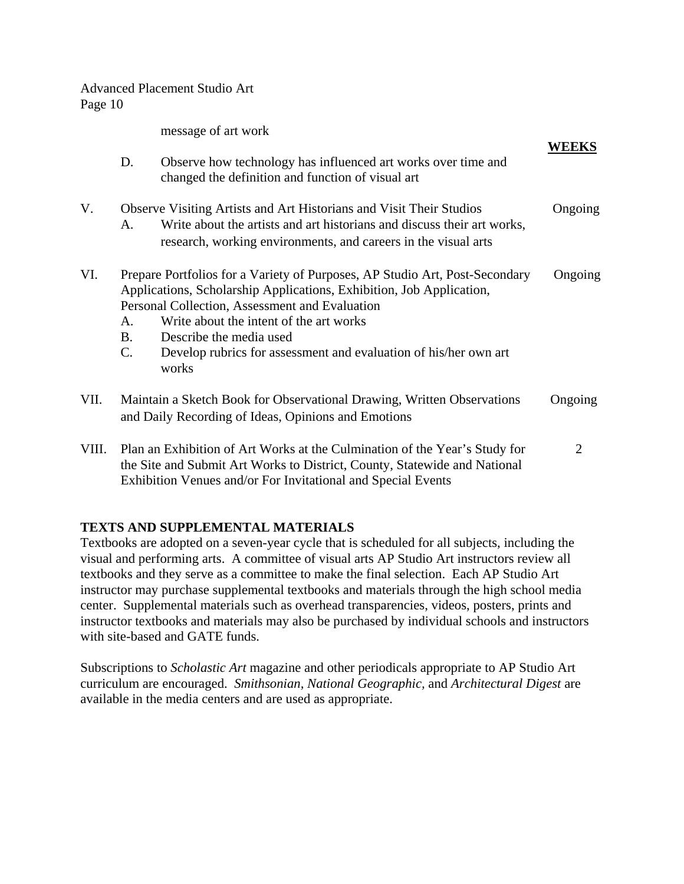message of art work

**WEEKS**

D. Observe how technology has influenced art works over time and changed the definition and function of visual art

V. Observe Visiting Artists and Art Historians and Visit Their Studios — Ongoing

A. Write about the artists and art historians and discuss their art works, research, working environments, and careers in the visual arts

VI. Prepare Portfolios for a Variety of Purposes, AP Studio Art, Post-Secondary Applications, Scholarship Applications, Exhibition, Job Application, Personal Collection, Assessment and Evaluation — Ongoing

A. Write about the intent of the art works
B. Describe the media used
C. Develop rubrics for assessment and evaluation of his/her own art works

VII. Maintain a Sketch Book for Observational Drawing, Written Observations and Daily Recording of Ideas, Opinions and Emotions — Ongoing

VIII. Plan an Exhibition of Art Works at the Culmination of the Year's Study for the Site and Submit Art Works to District, County, Statewide and National Exhibition Venues and/or For Invitational and Special Events — 2

## TEXTS AND SUPPLEMENTAL MATERIALS

Textbooks are adopted on a seven-year cycle that is scheduled for all subjects, including the visual and performing arts. A committee of visual arts AP Studio Art instructors review all textbooks and they serve as a committee to make the final selection. Each AP Studio Art instructor may purchase supplemental textbooks and materials through the high school media center. Supplemental materials such as overhead transparencies, videos, posters, prints and instructor textbooks and materials may also be purchased by individual schools and instructors with site-based and GATE funds.

Subscriptions to *Scholastic Art* magazine and other periodicals appropriate to AP Studio Art curriculum are encouraged. *Smithsonian, National Geographic,* and *Architectural Digest* are available in the media centers and are used as appropriate.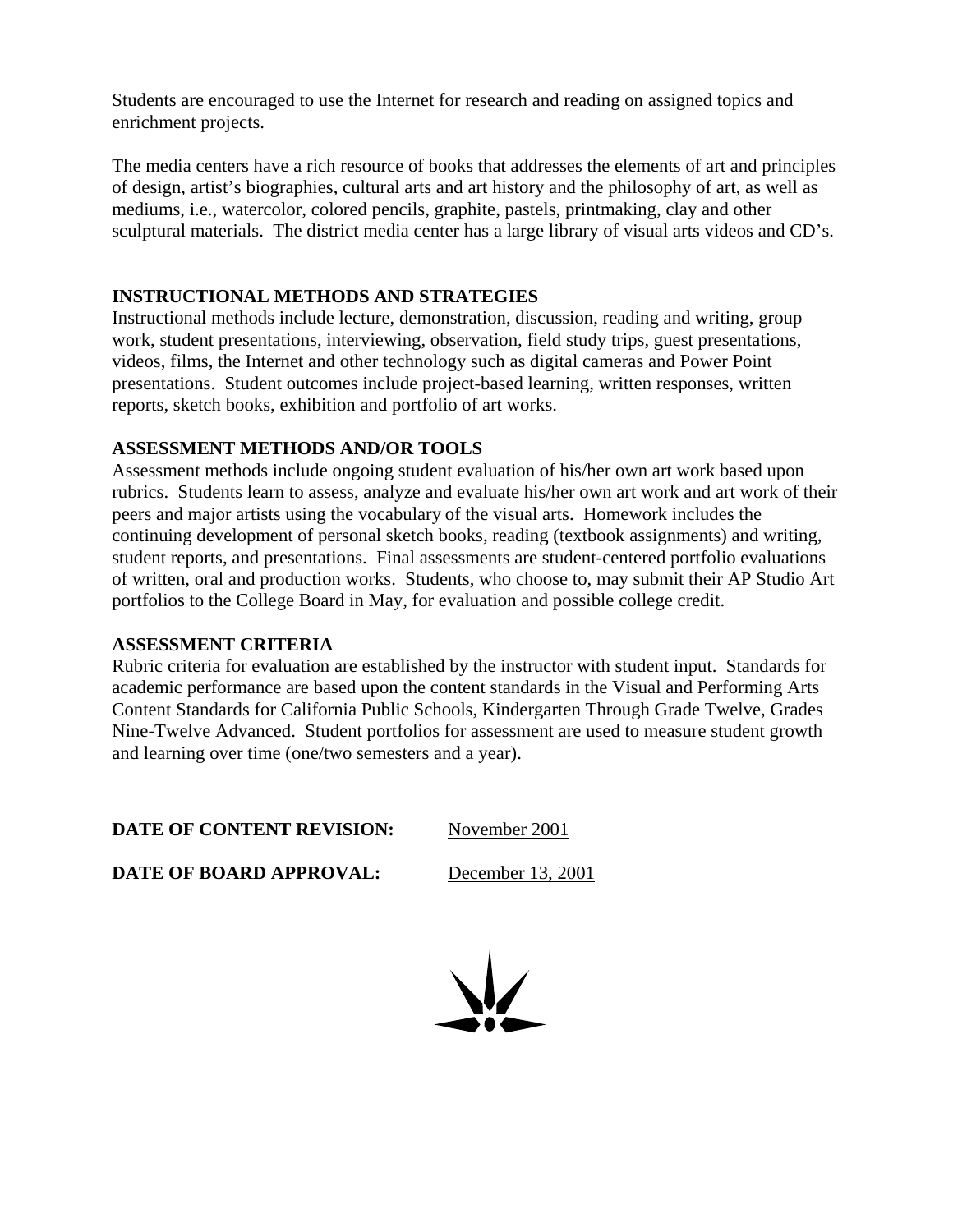Students are encouraged to use the Internet for research and reading on assigned topics and enrichment projects.

The media centers have a rich resource of books that addresses the elements of art and principles of design, artist's biographies, cultural arts and art history and the philosophy of art, as well as mediums, i.e., watercolor, colored pencils, graphite, pastels, printmaking, clay and other sculptural materials. The district media center has a large library of visual arts videos and CD's.

**INSTRUCTIONAL METHODS AND STRATEGIES**

Instructional methods include lecture, demonstration, discussion, reading and writing, group work, student presentations, interviewing, observation, field study trips, guest presentations, videos, films, the Internet and other technology such as digital cameras and Power Point presentations. Student outcomes include project-based learning, written responses, written reports, sketch books, exhibition and portfolio of art works.

**ASSESSMENT METHODS AND/OR TOOLS**

Assessment methods include ongoing student evaluation of his/her own art work based upon rubrics. Students learn to assess, analyze and evaluate his/her own art work and art work of their peers and major artists using the vocabulary of the visual arts. Homework includes the continuing development of personal sketch books, reading (textbook assignments) and writing, student reports, and presentations. Final assessments are student-centered portfolio evaluations of written, oral and production works. Students, who choose to, may submit their AP Studio Art portfolios to the College Board in May, for evaluation and possible college credit.

**ASSESSMENT CRITERIA**

Rubric criteria for evaluation are established by the instructor with student input. Standards for academic performance are based upon the content standards in the Visual and Performing Arts Content Standards for California Public Schools, Kindergarten Through Grade Twelve, Grades Nine-Twelve Advanced. Student portfolios for assessment are used to measure student growth and learning over time (one/two semesters and a year).

**DATE OF CONTENT REVISION:** November 2001

**DATE OF BOARD APPROVAL:** December 13, 2001